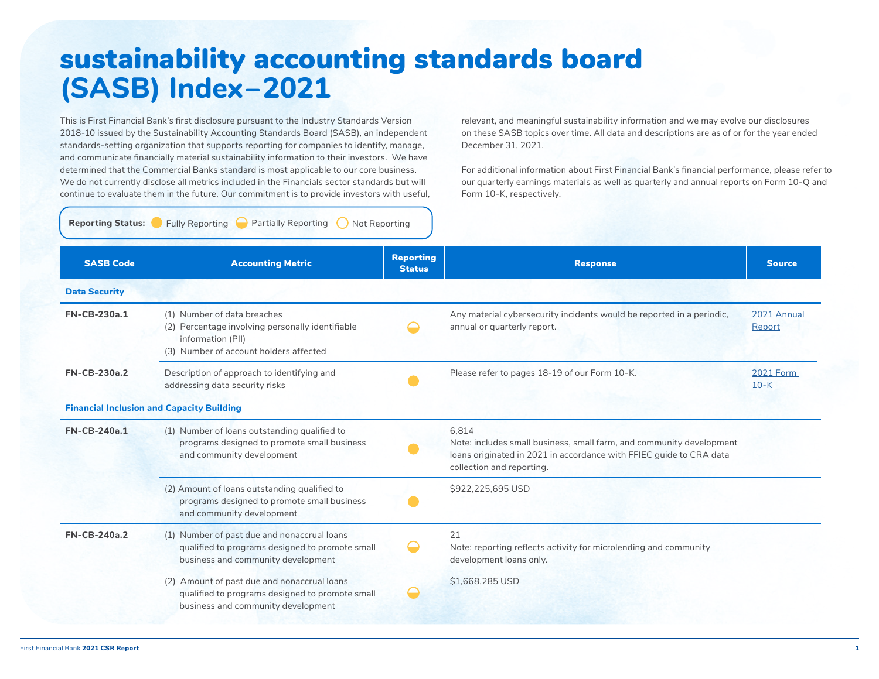# sustainability accounting standards board (SASB) Index–2021

This is First Financial Bank's first disclosure pursuant to the Industry Standards Version 2018-10 issued by the Sustainability Accounting Standards Board (SASB), an independent standards-setting organization that supports reporting for companies to identify, manage, and communicate financially material sustainability information to their investors. We have determined that the Commercial Banks standard is most applicable to our core business. We do not currently disclose all metrics included in the Financials sector standards but will continue to evaluate them in the future. Our commitment is to provide investors with useful, relevant, and meaningful sustainability information and we may evolve our disclosures on these SASB topics over time. All data and descriptions are as of or for the year ended December 31, 2021.

For additional information about First Financial Bank's financial performance, please refer to our quarterly earnings materials as well as quarterly and annual reports on Form 10-Q and Form 10-K, respectively.

**Reporting Status:** Fully Reporting | Partially Reporting | Not Reporting

| SASB Code | Accounting Metric | Reporting Status | Response | Source |
|---|---|---|---|---|
| **Data Security** | | | | |
| **FN-CB-230a.1** | (1) Number of data breaches<br>(2) Percentage involving personally identifiable information (PII)<br>(3) Number of account holders affected | Partially Reporting | Any material cybersecurity incidents would be reported in a periodic, annual or quarterly report. | 2021 Annual Report |
| **FN-CB-230a.2** | Description of approach to identifying and addressing data security risks | Fully Reporting | Please refer to pages 18-19 of our Form 10-K. | 2021 Form 10-K |
| **Financial Inclusion and Capacity Building** | | | | |
| **FN-CB-240a.1** | (1) Number of loans outstanding qualified to programs designed to promote small business and community development | Fully Reporting | 6,814<br>Note: includes small business, small farm, and community development loans originated in 2021 in accordance with FFIEC guide to CRA data collection and reporting. | |
| | (2) Amount of loans outstanding qualified to programs designed to promote small business and community development | Fully Reporting | $922,225,695 USD | |
| **FN-CB-240a.2** | (1) Number of past due and nonaccrual loans qualified to programs designed to promote small business and community development | Partially Reporting | 21<br>Note: reporting reflects activity for microlending and community development loans only. | |
| | (2) Amount of past due and nonaccrual loans qualified to programs designed to promote small business and community development | Partially Reporting | $1,668,285 USD | |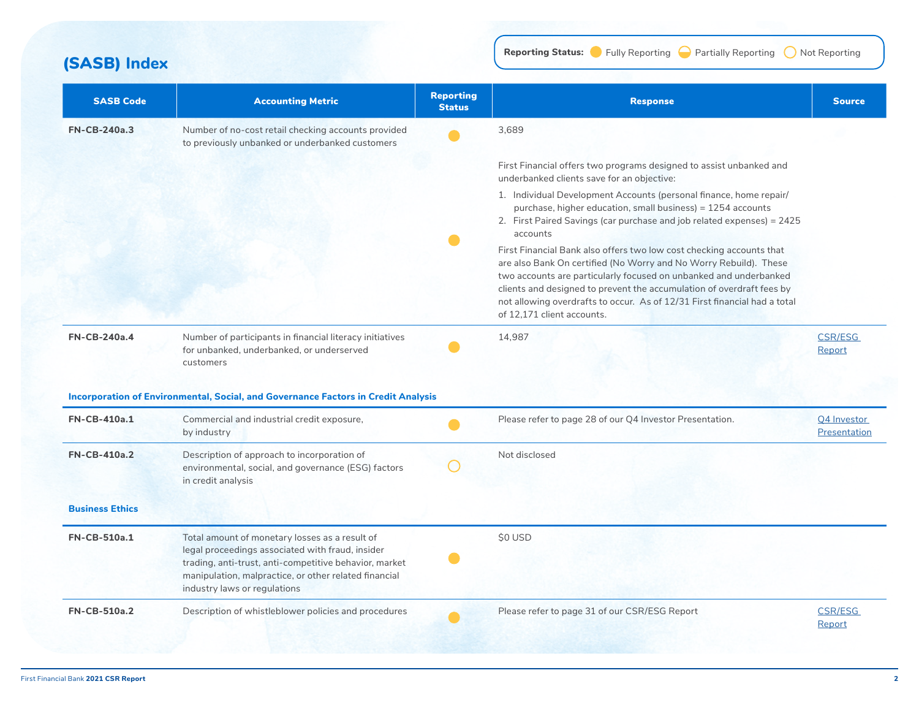## (SASB) Index

**Reporting Status:** ● Fully Reporting ◐ Partially Reporting ○ Not Reporting

| SASB Code | Accounting Metric | Reporting Status | Response | Source |
|---|---|---|---|---|
| **FN-CB-240a.3** | Number of no-cost retail checking accounts provided to previously unbanked or underbanked customers | ● | 3,689 | |
| | | ● | First Financial offers two programs designed to assist unbanked and underbanked clients save for an objective:<br>1. Individual Development Accounts (personal finance, home repair/ purchase, higher education, small business) = 1254 accounts<br>2. First Paired Savings (car purchase and job related expenses) = 2425 accounts<br>First Financial Bank also offers two low cost checking accounts that are also Bank On certified (No Worry and No Worry Rebuild). These two accounts are particularly focused on unbanked and underbanked clients and designed to prevent the accumulation of overdraft fees by not allowing overdrafts to occur. As of 12/31 First financial had a total of 12,171 client accounts. | |
| **FN-CB-240a.4** | Number of participants in financial literacy initiatives for unbanked, underbanked, or underserved customers | ● | 14,987 | CSR/ESG Report |
| **Incorporation of Environmental, Social, and Governance Factors in Credit Analysis** | | | | |
| **FN-CB-410a.1** | Commercial and industrial credit exposure, by industry | ● | Please refer to page 28 of our Q4 Investor Presentation. | Q4 Investor Presentation |
| **FN-CB-410a.2** | Description of approach to incorporation of environmental, social, and governance (ESG) factors in credit analysis | ○ | Not disclosed | |
| **Business Ethics** | | | | |
| **FN-CB-510a.1** | Total amount of monetary losses as a result of legal proceedings associated with fraud, insider trading, anti-trust, anti-competitive behavior, market manipulation, malpractice, or other related financial industry laws or regulations | ● | $0 USD | |
| **FN-CB-510a.2** | Description of whistleblower policies and procedures | ● | Please refer to page 31 of our CSR/ESG Report | CSR/ESG Report |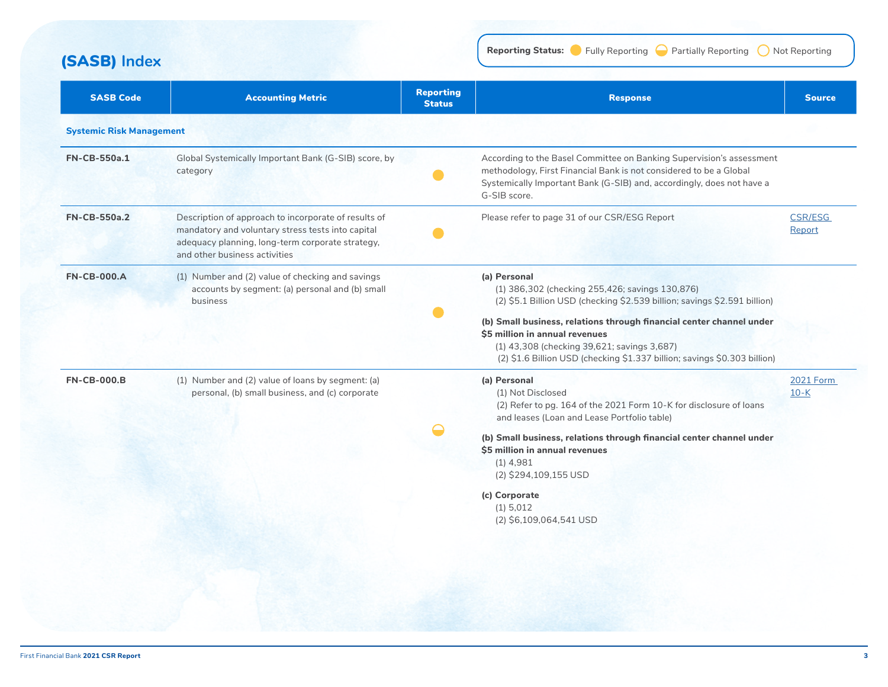## (SASB) Index

**Reporting Status:** ● Fully Reporting ◐ Partially Reporting ○ Not Reporting

| SASB Code | Accounting Metric | Reporting Status | Response | Source |
|---|---|---|---|---|
| **Systemic Risk Management** | | | | |
| **FN-CB-550a.1** | Global Systemically Important Bank (G-SIB) score, by category | Fully Reporting | According to the Basel Committee on Banking Supervision's assessment methodology, First Financial Bank is not considered to be a Global Systemically Important Bank (G-SIB) and, accordingly, does not have a G-SIB score. | |
| **FN-CB-550a.2** | Description of approach to incorporate of results of mandatory and voluntary stress tests into capital adequacy planning, long-term corporate strategy, and other business activities | Fully Reporting | Please refer to page 31 of our CSR/ESG Report | CSR/ESG Report |
| **FN-CB-000.A** | (1) Number and (2) value of checking and savings accounts by segment: (a) personal and (b) small business | Fully Reporting | **(a) Personal**<br>(1) 386,302 (checking 255,426; savings 130,876)<br>(2) $5.1 Billion USD (checking $2.539 billion; savings $2.591 billion)<br>**(b) Small business, relations through financial center channel under $5 million in annual revenues**<br>(1) 43,308 (checking 39,621; savings 3,687)<br>(2) $1.6 Billion USD (checking $1.337 billion; savings $0.303 billion) | |
| **FN-CB-000.B** | (1) Number and (2) value of loans by segment: (a) personal, (b) small business, and (c) corporate | Partially Reporting | **(a) Personal**<br>(1) Not Disclosed<br>(2) Refer to pg. 164 of the 2021 Form 10-K for disclosure of loans and leases (Loan and Lease Portfolio table)<br>**(b) Small business, relations through financial center channel under $5 million in annual revenues**<br>(1) 4,981<br>(2) $294,109,155 USD<br>**(c) Corporate**<br>(1) 5,012<br>(2) $6,109,064,541 USD | 2021 Form 10-K |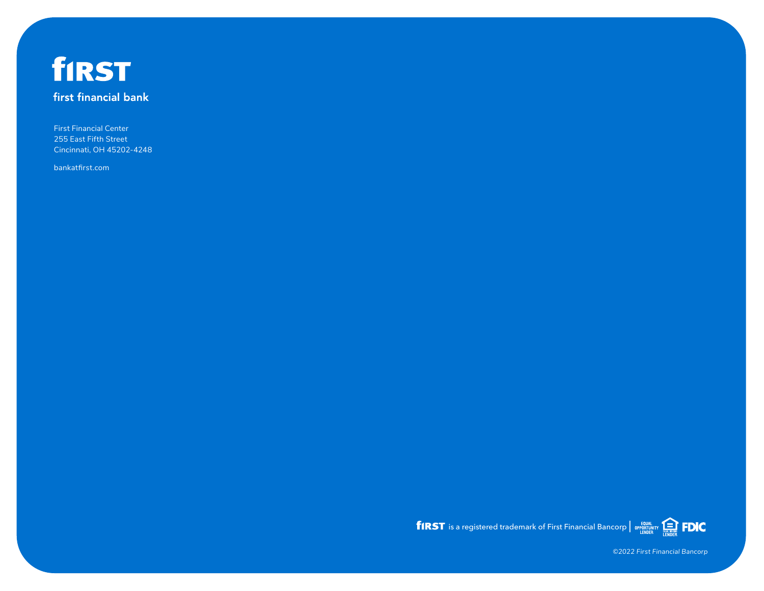# fIRST

first financial bank

First Financial Center
255 East Fifth Street
Cincinnati, OH 45202-4248

bankatfirst.com

fIRST is a registered trademark of First Financial Bancorp | EQUAL OPPORTUNITY LENDER | EQUAL HOUSING LENDER | FDIC

©2022 First Financial Bancorp